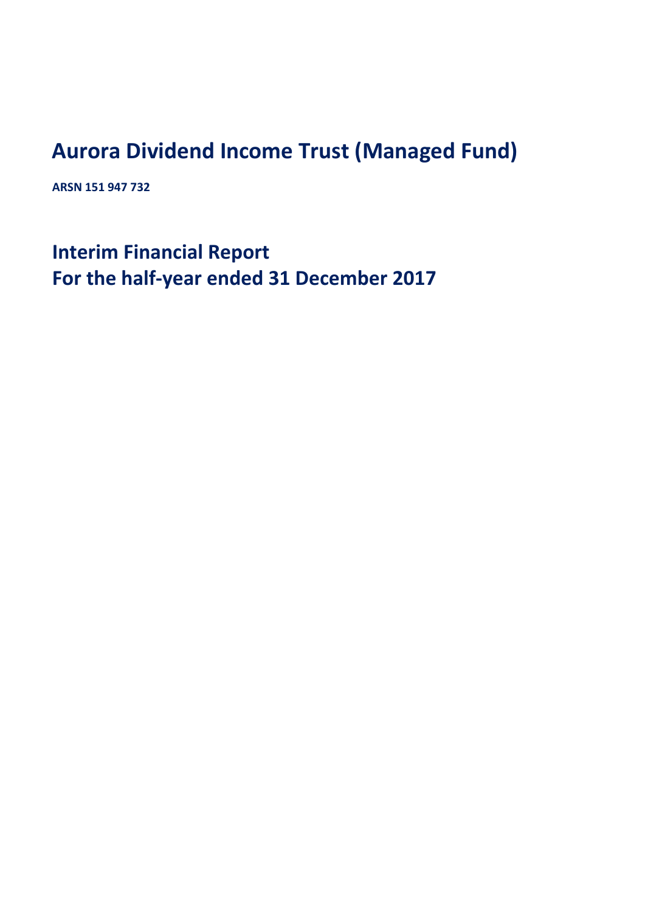# Aurora Dividend Income Trust (Managed Fund)

**ARSN 151 947 732**

## Interim Financial Report
## For the half-year ended 31 December 2017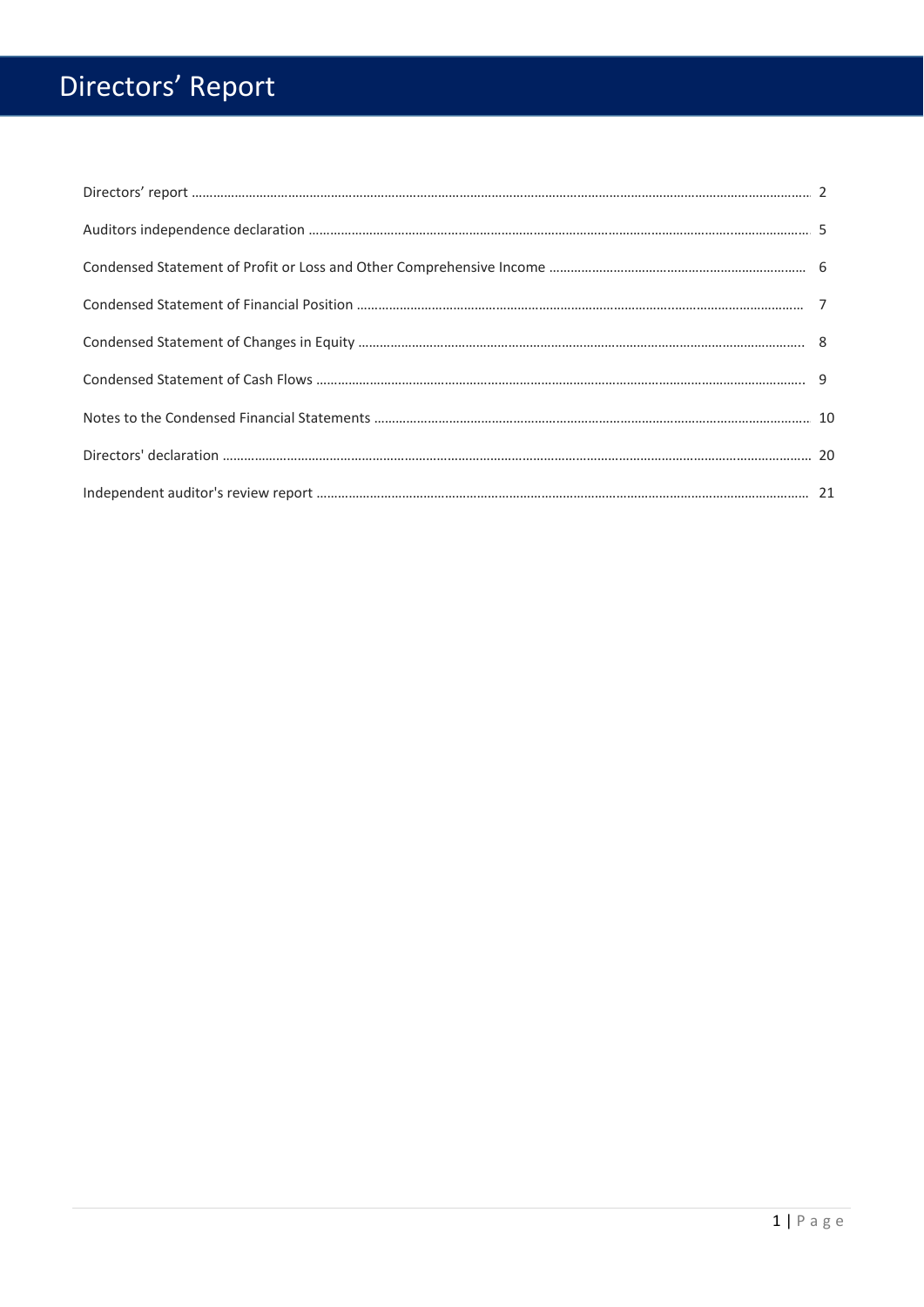# Directors' Report

| | |
|---|---|
| Directors' report | 2 |
| Auditors independence declaration | 5 |
| Condensed Statement of Profit or Loss and Other Comprehensive Income | 6 |
| Condensed Statement of Financial Position | 7 |
| Condensed Statement of Changes in Equity | 8 |
| Condensed Statement of Cash Flows | 9 |
| Notes to the Condensed Financial Statements | 10 |
| Directors' declaration | 20 |
| Independent auditor's review report | 21 |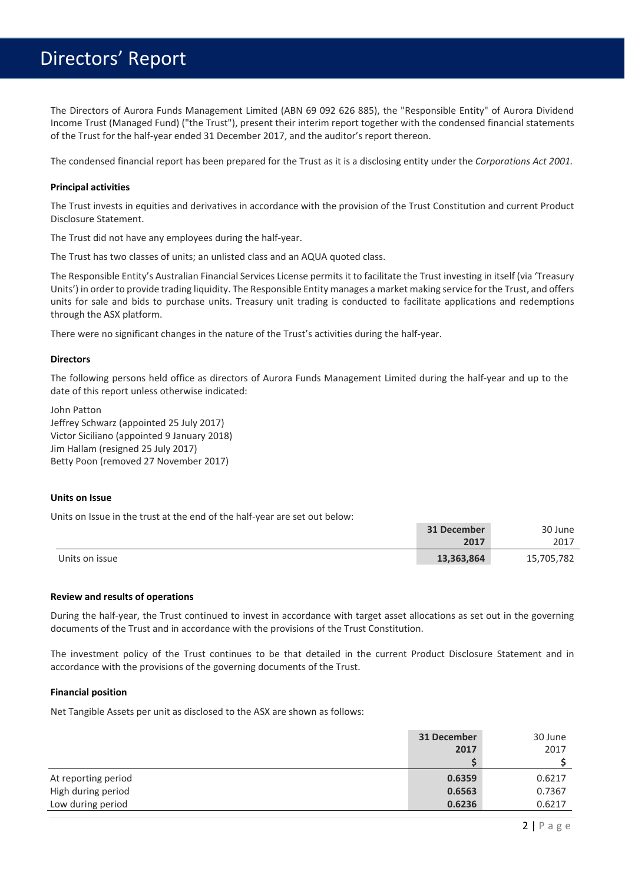# Directors' Report

The Directors of Aurora Funds Management Limited (ABN 69 092 626 885), the "Responsible Entity" of Aurora Dividend Income Trust (Managed Fund) ("the Trust"), present their interim report together with the condensed financial statements of the Trust for the half-year ended 31 December 2017, and the auditor's report thereon.

The condensed financial report has been prepared for the Trust as it is a disclosing entity under the *Corporations Act 2001.*

**Principal activities**

The Trust invests in equities and derivatives in accordance with the provision of the Trust Constitution and current Product Disclosure Statement.

The Trust did not have any employees during the half-year.

The Trust has two classes of units; an unlisted class and an AQUA quoted class.

The Responsible Entity's Australian Financial Services License permits it to facilitate the Trust investing in itself (via 'Treasury Units') in order to provide trading liquidity. The Responsible Entity manages a market making service for the Trust, and offers units for sale and bids to purchase units. Treasury unit trading is conducted to facilitate applications and redemptions through the ASX platform.

There were no significant changes in the nature of the Trust's activities during the half-year.

**Directors**

The following persons held office as directors of Aurora Funds Management Limited during the half-year and up to the date of this report unless otherwise indicated:

John Patton
Jeffrey Schwarz (appointed 25 July 2017)
Victor Siciliano (appointed 9 January 2018)
Jim Hallam (resigned 25 July 2017)
Betty Poon (removed 27 November 2017)

**Units on Issue**

Units on Issue in the trust at the end of the half-year are set out below:

| | 31 December 2017 | 30 June 2017 |
|---|---|---|
| Units on issue | **13,363,864** | 15,705,782 |

**Review and results of operations**

During the half-year, the Trust continued to invest in accordance with target asset allocations as set out in the governing documents of the Trust and in accordance with the provisions of the Trust Constitution.

The investment policy of the Trust continues to be that detailed in the current Product Disclosure Statement and in accordance with the provisions of the governing documents of the Trust.

**Financial position**

Net Tangible Assets per unit as disclosed to the ASX are shown as follows:

| | 31 December 2017 $ | 30 June 2017 $ |
|---|---|---|
| At reporting period | **0.6359** | 0.6217 |
| High during period | **0.6563** | 0.7367 |
| Low during period | **0.6236** | 0.6217 |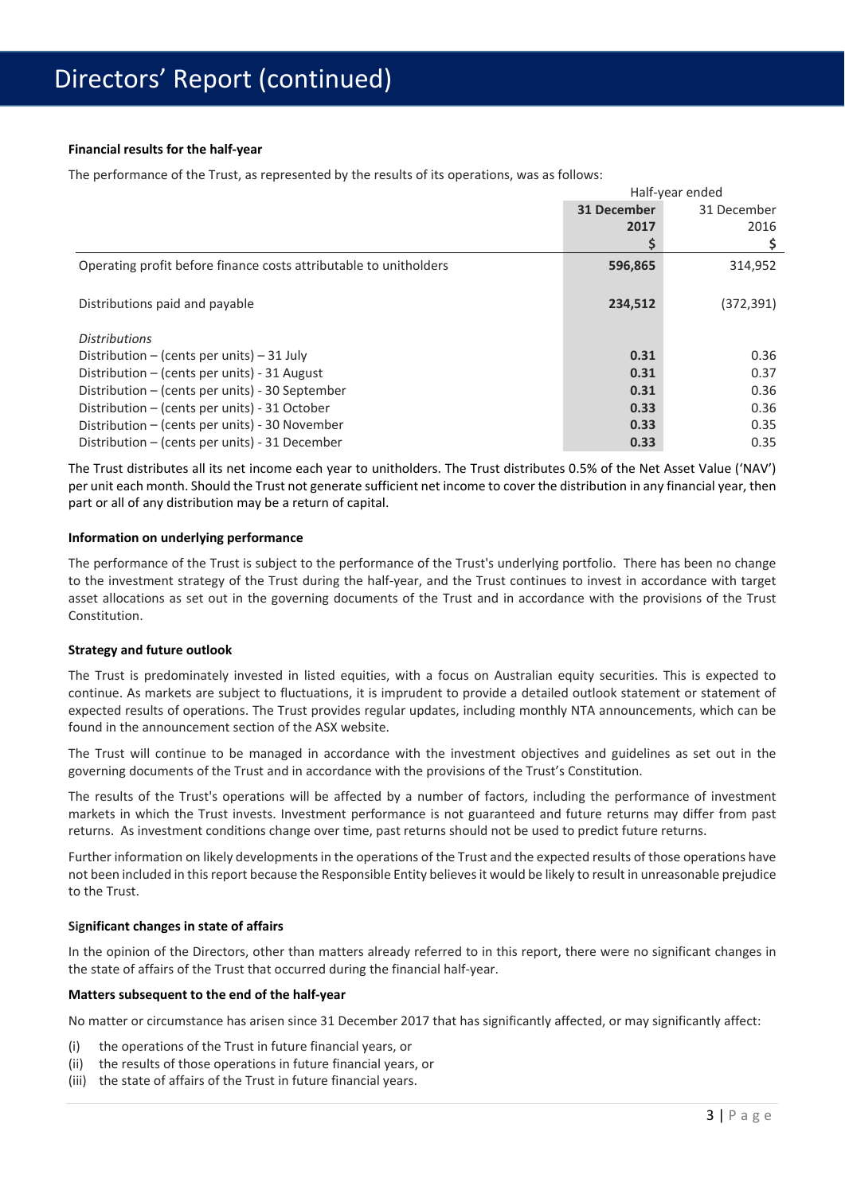# Directors' Report (continued)

**Financial results for the half-year**

The performance of the Trust, as represented by the results of its operations, was as follows:

| | Half-year ended | |
|---|---|---|
| | **31 December 2017** | 31 December 2016 |
| | **$** | $ |
| Operating profit before finance costs attributable to unitholders | **596,865** | 314,952 |
| Distributions paid and payable | **234,512** | (372,391) |
| *Distributions* | | |
| Distribution – (cents per units) – 31 July | **0.31** | 0.36 |
| Distribution – (cents per units) - 31 August | **0.31** | 0.37 |
| Distribution – (cents per units) - 30 September | **0.31** | 0.36 |
| Distribution – (cents per units) - 31 October | **0.33** | 0.36 |
| Distribution – (cents per units) - 30 November | **0.33** | 0.35 |
| Distribution – (cents per units) - 31 December | **0.33** | 0.35 |

The Trust distributes all its net income each year to unitholders. The Trust distributes 0.5% of the Net Asset Value ('NAV') per unit each month. Should the Trust not generate sufficient net income to cover the distribution in any financial year, then part or all of any distribution may be a return of capital.

**Information on underlying performance**

The performance of the Trust is subject to the performance of the Trust's underlying portfolio. There has been no change to the investment strategy of the Trust during the half-year, and the Trust continues to invest in accordance with target asset allocations as set out in the governing documents of the Trust and in accordance with the provisions of the Trust Constitution.

**Strategy and future outlook**

The Trust is predominately invested in listed equities, with a focus on Australian equity securities. This is expected to continue. As markets are subject to fluctuations, it is imprudent to provide a detailed outlook statement or statement of expected results of operations. The Trust provides regular updates, including monthly NTA announcements, which can be found in the announcement section of the ASX website.

The Trust will continue to be managed in accordance with the investment objectives and guidelines as set out in the governing documents of the Trust and in accordance with the provisions of the Trust's Constitution.

The results of the Trust's operations will be affected by a number of factors, including the performance of investment markets in which the Trust invests. Investment performance is not guaranteed and future returns may differ from past returns. As investment conditions change over time, past returns should not be used to predict future returns.

Further information on likely developments in the operations of the Trust and the expected results of those operations have not been included in this report because the Responsible Entity believes it would be likely to result in unreasonable prejudice to the Trust.

**Significant changes in state of affairs**

In the opinion of the Directors, other than matters already referred to in this report, there were no significant changes in the state of affairs of the Trust that occurred during the financial half-year.

**Matters subsequent to the end of the half-year**

No matter or circumstance has arisen since 31 December 2017 that has significantly affected, or may significantly affect:

(i) the operations of the Trust in future financial years, or
(ii) the results of those operations in future financial years, or
(iii) the state of affairs of the Trust in future financial years.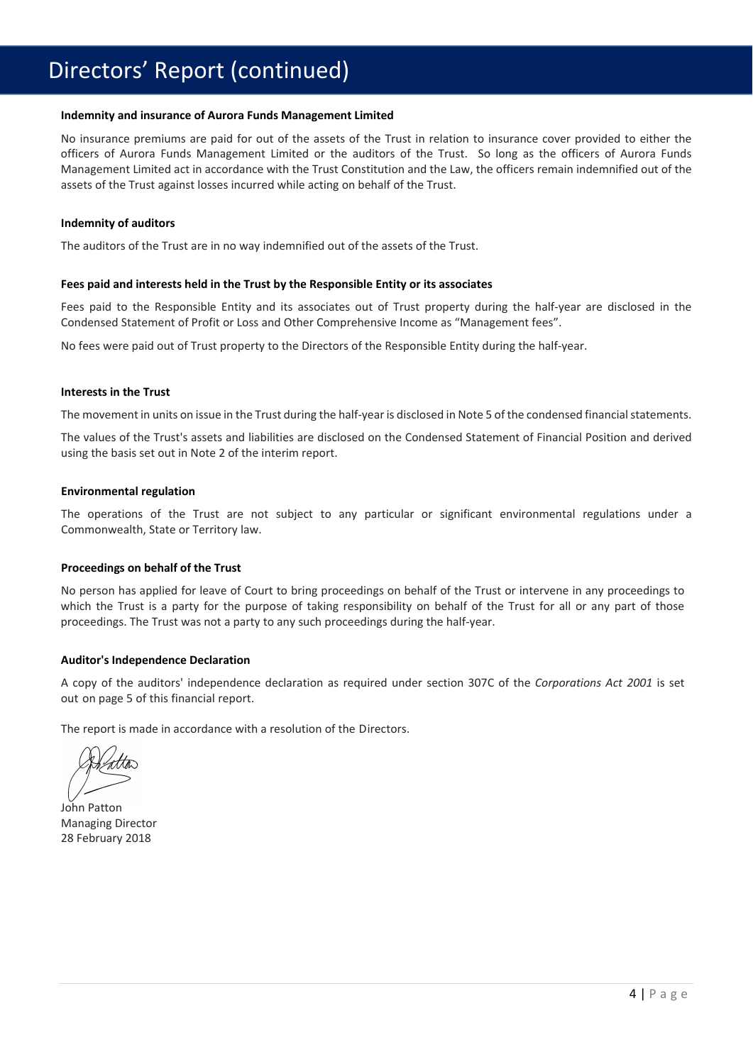# Directors' Report (continued)

**Indemnity and insurance of Aurora Funds Management Limited**

No insurance premiums are paid for out of the assets of the Trust in relation to insurance cover provided to either the officers of Aurora Funds Management Limited or the auditors of the Trust. So long as the officers of Aurora Funds Management Limited act in accordance with the Trust Constitution and the Law, the officers remain indemnified out of the assets of the Trust against losses incurred while acting on behalf of the Trust.

**Indemnity of auditors**

The auditors of the Trust are in no way indemnified out of the assets of the Trust.

**Fees paid and interests held in the Trust by the Responsible Entity or its associates**

Fees paid to the Responsible Entity and its associates out of Trust property during the half-year are disclosed in the Condensed Statement of Profit or Loss and Other Comprehensive Income as "Management fees".

No fees were paid out of Trust property to the Directors of the Responsible Entity during the half-year.

**Interests in the Trust**

The movement in units on issue in the Trust during the half-year is disclosed in Note 5 of the condensed financial statements.

The values of the Trust's assets and liabilities are disclosed on the Condensed Statement of Financial Position and derived using the basis set out in Note 2 of the interim report.

**Environmental regulation**

The operations of the Trust are not subject to any particular or significant environmental regulations under a Commonwealth, State or Territory law.

**Proceedings on behalf of the Trust**

No person has applied for leave of Court to bring proceedings on behalf of the Trust or intervene in any proceedings to which the Trust is a party for the purpose of taking responsibility on behalf of the Trust for all or any part of those proceedings. The Trust was not a party to any such proceedings during the half-year.

**Auditor's Independence Declaration**

A copy of the auditors' independence declaration as required under section 307C of the *Corporations Act 2001* is set out on page 5 of this financial report.

The report is made in accordance with a resolution of the Directors.

John Patton
Managing Director
28 February 2018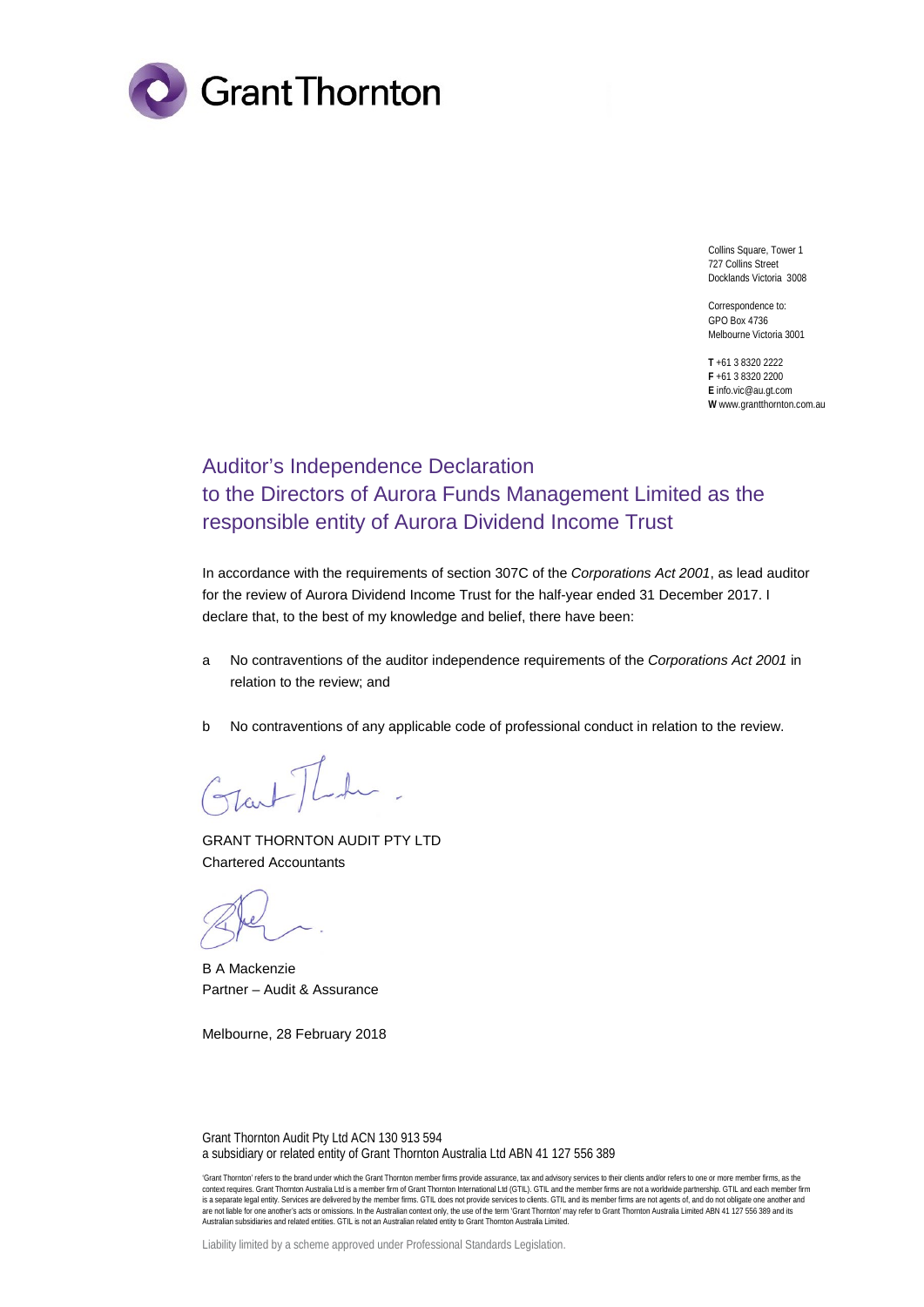Grant Thornton

Collins Square, Tower 1
727 Collins Street
Docklands Victoria 3008

Correspondence to:
GPO Box 4736
Melbourne Victoria 3001

**T** +61 3 8320 2222
**F** +61 3 8320 2200
**E** info.vic@au.gt.com
**W** www.grantthornton.com.au

# Auditor's Independence Declaration to the Directors of Aurora Funds Management Limited as the responsible entity of Aurora Dividend Income Trust

In accordance with the requirements of section 307C of the *Corporations Act 2001*, as lead auditor for the review of Aurora Dividend Income Trust for the half-year ended 31 December 2017. I declare that, to the best of my knowledge and belief, there have been:

a No contraventions of the auditor independence requirements of the *Corporations Act 2001* in relation to the review; and

b No contraventions of any applicable code of professional conduct in relation to the review.

GRANT THORNTON AUDIT PTY LTD
Chartered Accountants

B A Mackenzie
Partner – Audit & Assurance

Melbourne, 28 February 2018

Grant Thornton Audit Pty Ltd ACN 130 913 594
a subsidiary or related entity of Grant Thornton Australia Ltd ABN 41 127 556 389

'Grant Thornton' refers to the brand under which the Grant Thornton member firms provide assurance, tax and advisory services to their clients and/or refers to one or more member firms, as the context requires. Grant Thornton Australia Ltd is a member firm of Grant Thornton International Ltd (GTIL). GTIL and the member firms are not a worldwide partnership. GTIL and each member firm is a separate legal entity. Services are delivered by the member firms. GTIL does not provide services to clients. GTIL and its member firms are not agents of, and do not obligate one another and are not liable for one another's acts or omissions. In the Australian context only, the use of the term 'Grant Thornton' may refer to Grant Thornton Australia Limited ABN 41 127 556 389 and its Australian subsidiaries and related entities. GTIL is not an Australian related entity to Grant Thornton Australia Limited.

Liability limited by a scheme approved under Professional Standards Legislation.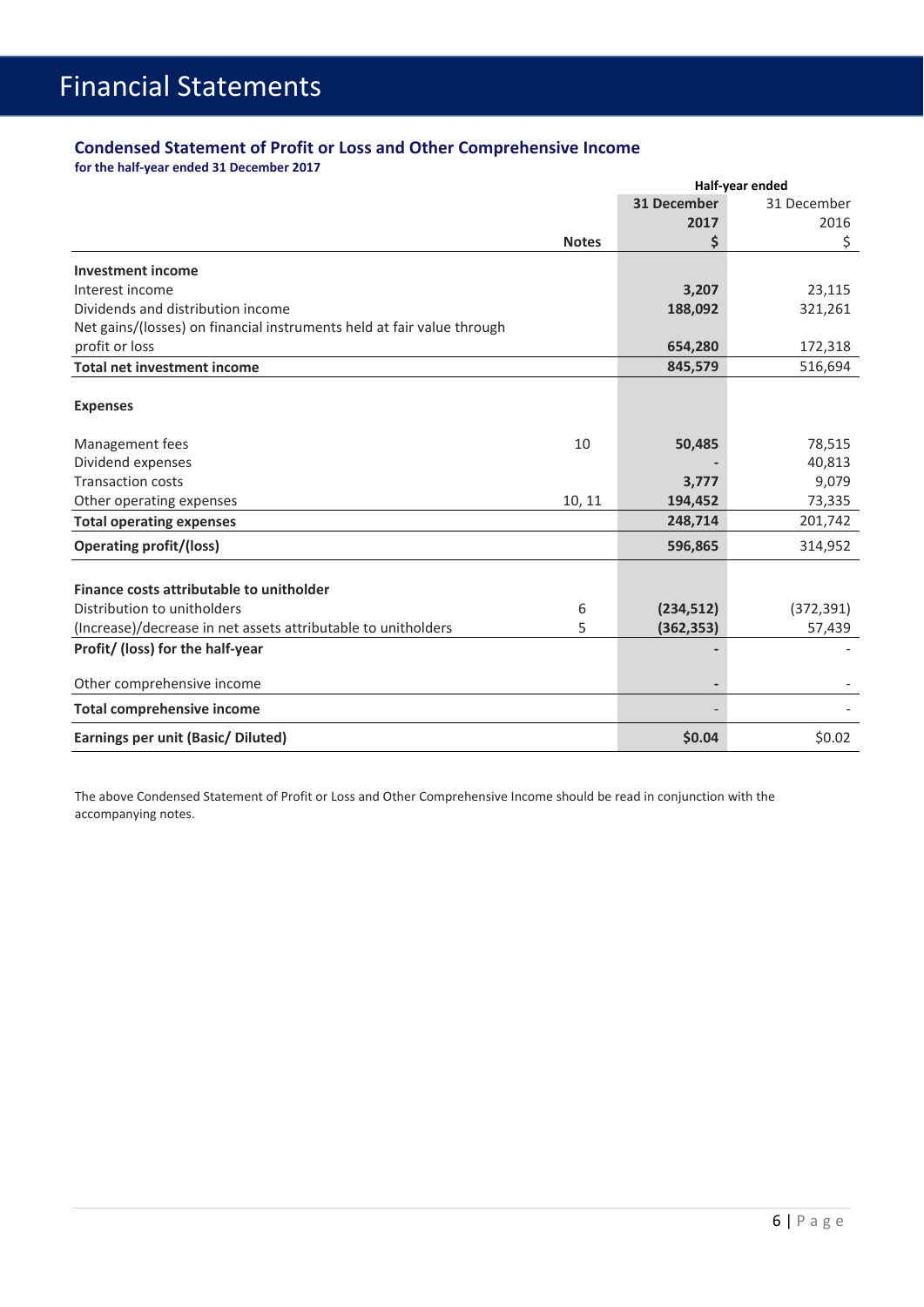# Financial Statements

## Condensed Statement of Profit or Loss and Other Comprehensive Income

**for the half-year ended 31 December 2017**

| | Notes | Half-year ended 31 December 2017 $ | 31 December 2016 $ |
|---|---|---|---|
| **Investment income** | | | |
| Interest income | | **3,207** | 23,115 |
| Dividends and distribution income | | **188,092** | 321,261 |
| Net gains/(losses) on financial instruments held at fair value through profit or loss | | **654,280** | 172,318 |
| **Total net investment income** | | **845,579** | 516,694 |
| **Expenses** | | | |
| Management fees | 10 | **50,485** | 78,515 |
| Dividend expenses | | **-** | 40,813 |
| Transaction costs | | **3,777** | 9,079 |
| Other operating expenses | 10, 11 | **194,452** | 73,335 |
| **Total operating expenses** | | **248,714** | 201,742 |
| **Operating profit/(loss)** | | **596,865** | 314,952 |
| **Finance costs attributable to unitholder** | | | |
| Distribution to unitholders | 6 | **(234,512)** | (372,391) |
| (Increase)/decrease in net assets attributable to unitholders | 5 | **(362,353)** | 57,439 |
| **Profit/ (loss) for the half-year** | | **-** | - |
| Other comprehensive income | | **-** | - |
| **Total comprehensive income** | | - | - |
| **Earnings per unit (Basic/ Diluted)** | | **$0.04** | $0.02 |

The above Condensed Statement of Profit or Loss and Other Comprehensive Income should be read in conjunction with the accompanying notes.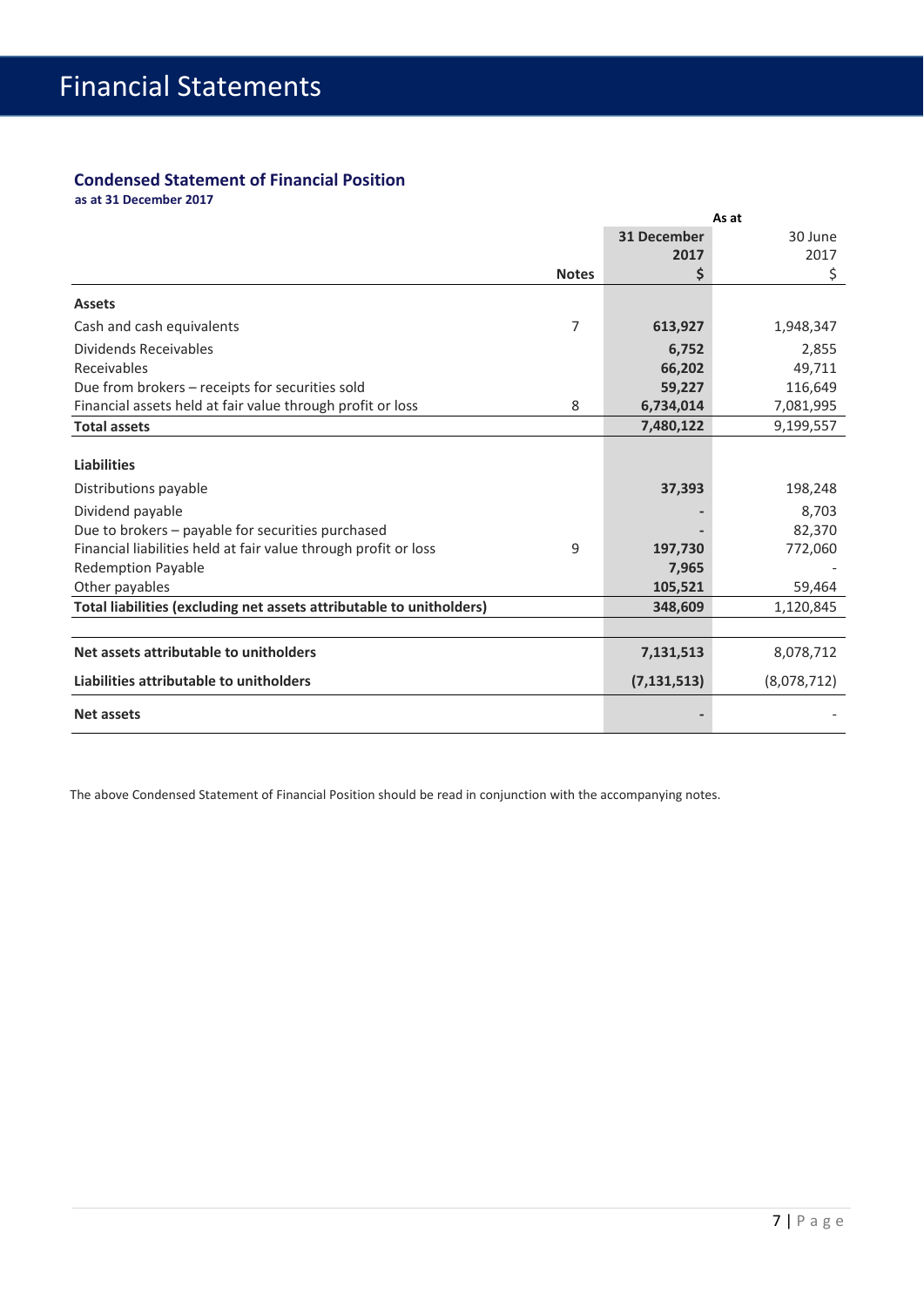# Financial Statements

## Condensed Statement of Financial Position

**as at 31 December 2017**

| | Notes | As at 31 December 2017 $ | 30 June 2017 $ |
|---|---|---|---|
| **Assets** | | | |
| Cash and cash equivalents | 7 | **613,927** | 1,948,347 |
| Dividends Receivables | | **6,752** | 2,855 |
| Receivables | | **66,202** | 49,711 |
| Due from brokers – receipts for securities sold | | **59,227** | 116,649 |
| Financial assets held at fair value through profit or loss | 8 | **6,734,014** | 7,081,995 |
| **Total assets** | | **7,480,122** | 9,199,557 |
| **Liabilities** | | | |
| Distributions payable | | **37,393** | 198,248 |
| Dividend payable | | **-** | 8,703 |
| Due to brokers – payable for securities purchased | | **-** | 82,370 |
| Financial liabilities held at fair value through profit or loss | 9 | **197,730** | 772,060 |
| Redemption Payable | | **7,965** | - |
| Other payables | | **105,521** | 59,464 |
| **Total liabilities (excluding net assets attributable to unitholders)** | | **348,609** | 1,120,845 |
| **Net assets attributable to unitholders** | | **7,131,513** | 8,078,712 |
| **Liabilities attributable to unitholders** | | **(7,131,513)** | (8,078,712) |
| **Net assets** | | **-** | - |

The above Condensed Statement of Financial Position should be read in conjunction with the accompanying notes.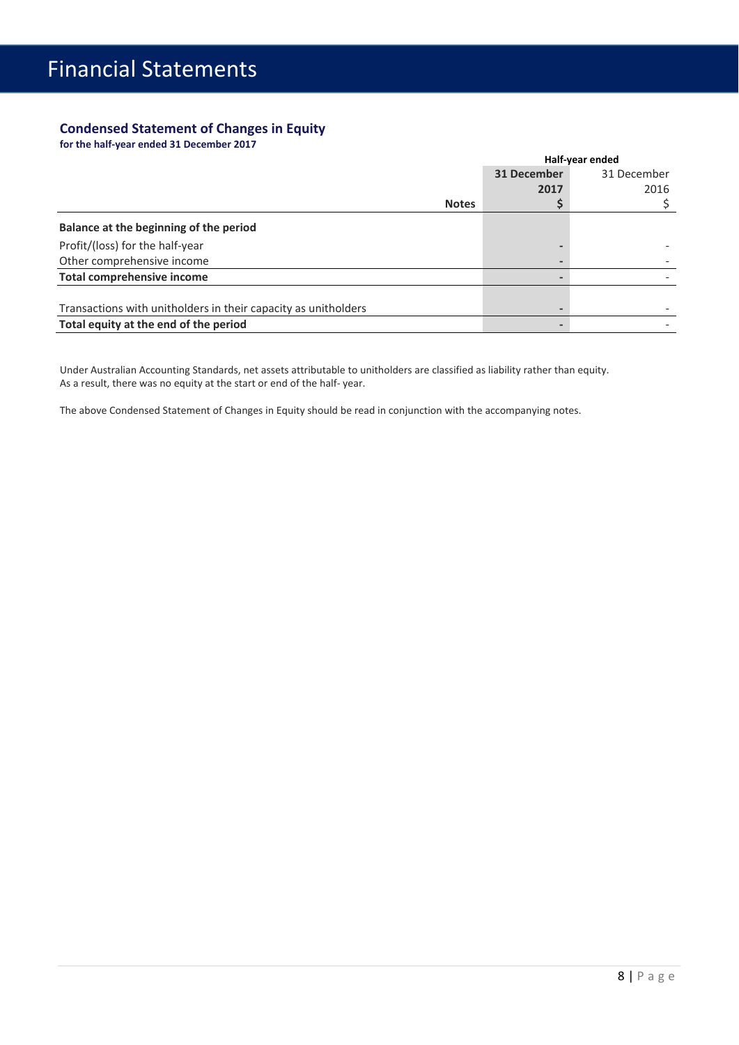# Financial Statements

## Condensed Statement of Changes in Equity

**for the half-year ended 31 December 2017**

| | Notes | Half-year ended | |
|---|---|---|---|
| | | **31 December 2017** | 31 December 2016 |
| | | **$** | $ |
| **Balance at the beginning of the period** | | | |
| Profit/(loss) for the half-year | | **-** | - |
| Other comprehensive income | | **-** | - |
| **Total comprehensive income** | | **-** | - |
| | | | |
| Transactions with unitholders in their capacity as unitholders | | **-** | - |
| **Total equity at the end of the period** | | **-** | - |

Under Australian Accounting Standards, net assets attributable to unitholders are classified as liability rather than equity. As a result, there was no equity at the start or end of the half- year.

The above Condensed Statement of Changes in Equity should be read in conjunction with the accompanying notes.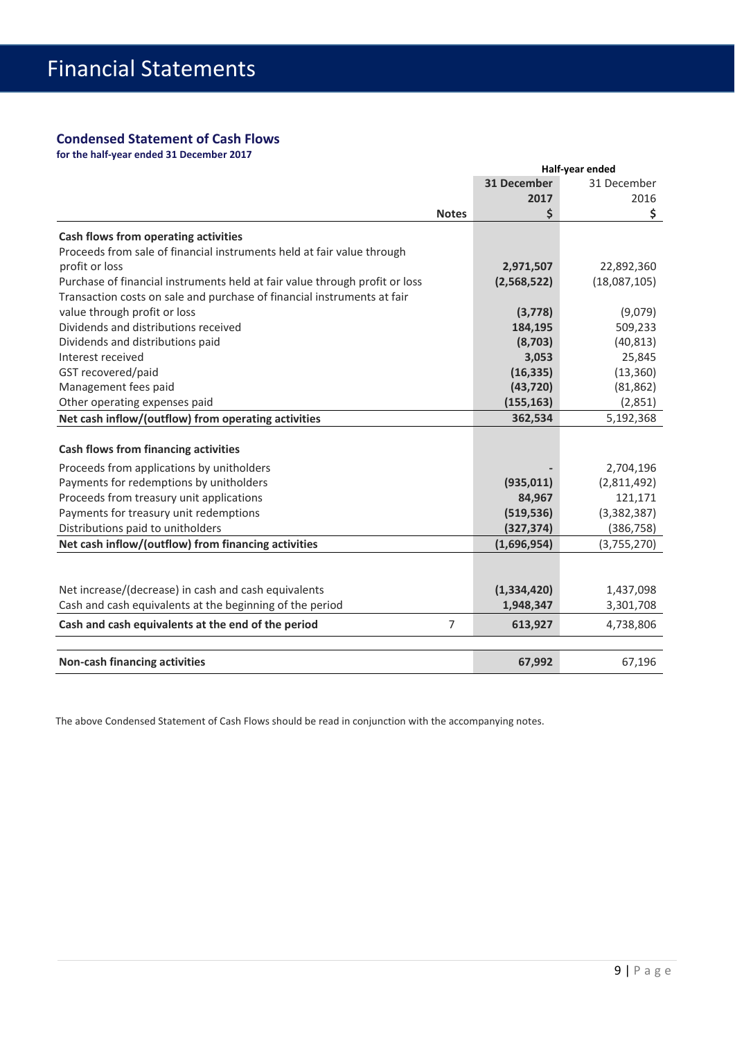# Financial Statements

## Condensed Statement of Cash Flows

**for the half-year ended 31 December 2017**

| | Notes | Half-year ended 31 December 2017 $ | 31 December 2016 $ |
|---|---|---|---|
| **Cash flows from operating activities** | | | |
| Proceeds from sale of financial instruments held at fair value through profit or loss | | **2,971,507** | 22,892,360 |
| Purchase of financial instruments held at fair value through profit or loss | | **(2,568,522)** | (18,087,105) |
| Transaction costs on sale and purchase of financial instruments at fair value through profit or loss | | **(3,778)** | (9,079) |
| Dividends and distributions received | | **184,195** | 509,233 |
| Dividends and distributions paid | | **(8,703)** | (40,813) |
| Interest received | | **3,053** | 25,845 |
| GST recovered/paid | | **(16,335)** | (13,360) |
| Management fees paid | | **(43,720)** | (81,862) |
| Other operating expenses paid | | **(155,163)** | (2,851) |
| **Net cash inflow/(outflow) from operating activities** | | **362,534** | 5,192,368 |
| | | | |
| **Cash flows from financing activities** | | | |
| Proceeds from applications by unitholders | | **-** | 2,704,196 |
| Payments for redemptions by unitholders | | **(935,011)** | (2,811,492) |
| Proceeds from treasury unit applications | | **84,967** | 121,171 |
| Payments for treasury unit redemptions | | **(519,536)** | (3,382,387) |
| Distributions paid to unitholders | | **(327,374)** | (386,758) |
| **Net cash inflow/(outflow) from financing activities** | | **(1,696,954)** | (3,755,270) |
| | | | |
| Net increase/(decrease) in cash and cash equivalents | | **(1,334,420)** | 1,437,098 |
| Cash and cash equivalents at the beginning of the period | | **1,948,347** | 3,301,708 |
| **Cash and cash equivalents at the end of the period** | 7 | **613,927** | 4,738,806 |
| | | | |
| **Non-cash financing activities** | | **67,992** | 67,196 |

The above Condensed Statement of Cash Flows should be read in conjunction with the accompanying notes.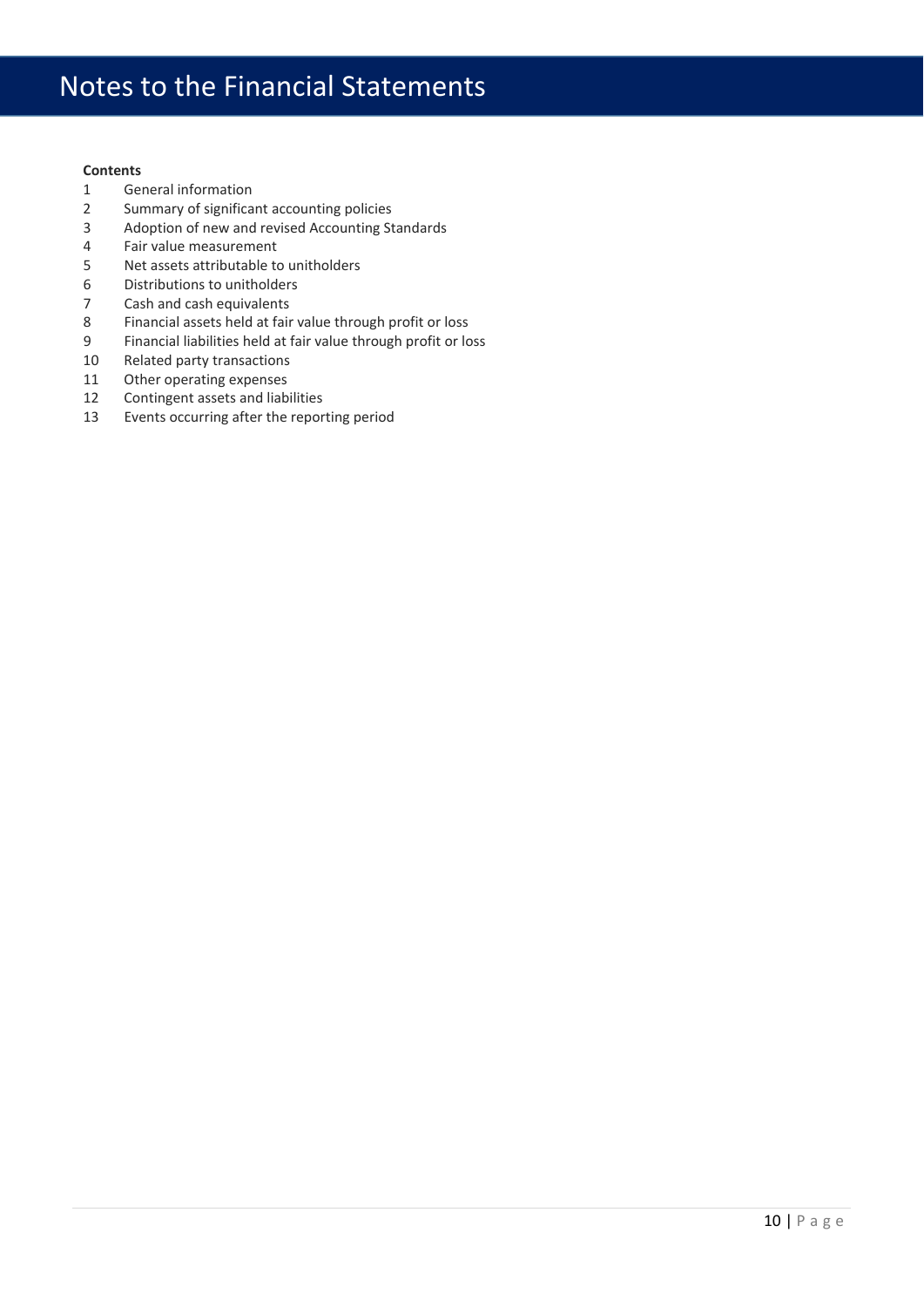# Notes to the Financial Statements

**Contents**

1. General information
2. Summary of significant accounting policies
3. Adoption of new and revised Accounting Standards
4. Fair value measurement
5. Net assets attributable to unitholders
6. Distributions to unitholders
7. Cash and cash equivalents
8. Financial assets held at fair value through profit or loss
9. Financial liabilities held at fair value through profit or loss
10. Related party transactions
11. Other operating expenses
12. Contingent assets and liabilities
13. Events occurring after the reporting period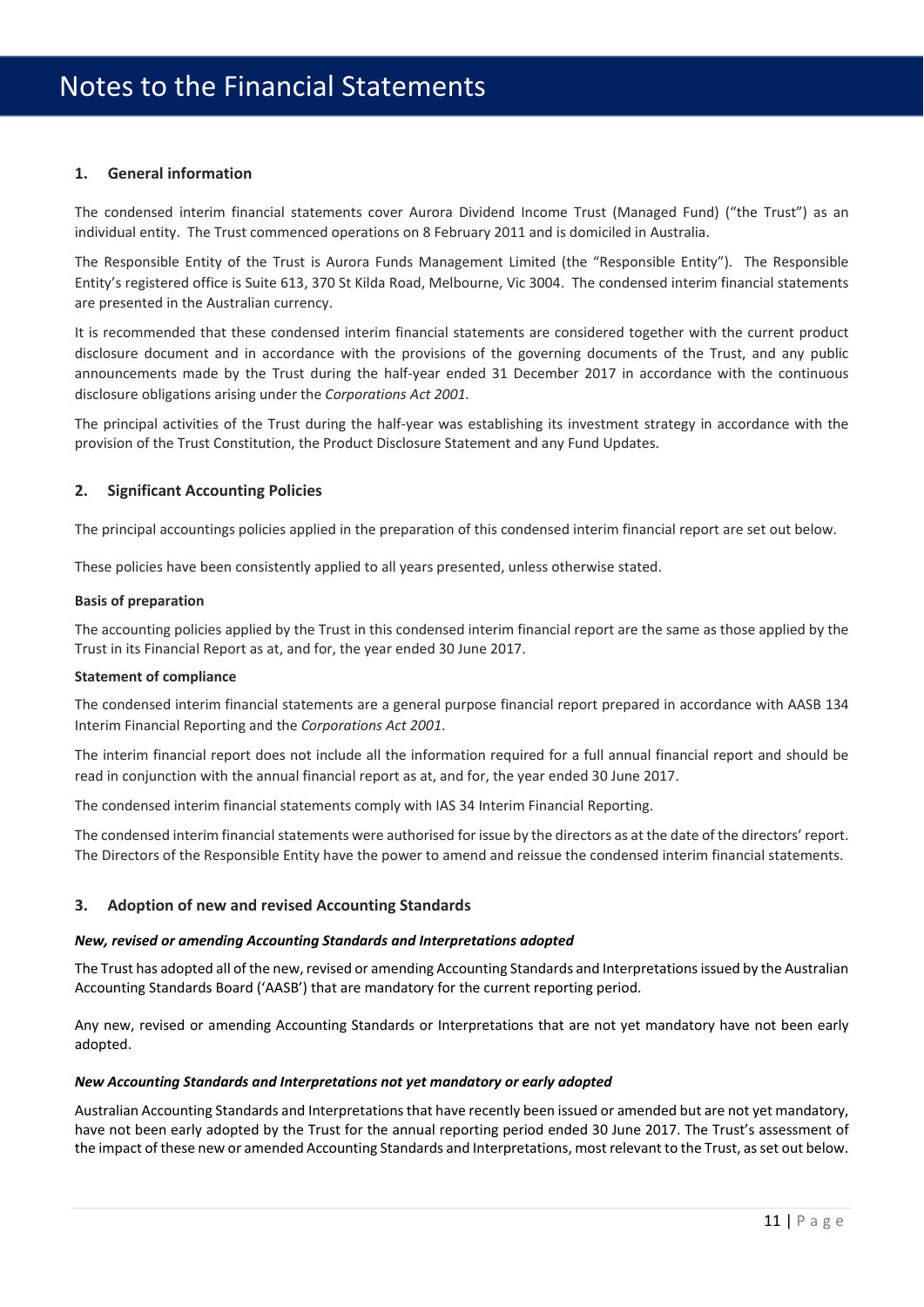# Notes to the Financial Statements

## 1. General information

The condensed interim financial statements cover Aurora Dividend Income Trust (Managed Fund) ("the Trust") as an individual entity. The Trust commenced operations on 8 February 2011 and is domiciled in Australia.

The Responsible Entity of the Trust is Aurora Funds Management Limited (the "Responsible Entity"). The Responsible Entity's registered office is Suite 613, 370 St Kilda Road, Melbourne, Vic 3004. The condensed interim financial statements are presented in the Australian currency.

It is recommended that these condensed interim financial statements are considered together with the current product disclosure document and in accordance with the provisions of the governing documents of the Trust, and any public announcements made by the Trust during the half-year ended 31 December 2017 in accordance with the continuous disclosure obligations arising under the *Corporations Act 2001.*

The principal activities of the Trust during the half-year was establishing its investment strategy in accordance with the provision of the Trust Constitution, the Product Disclosure Statement and any Fund Updates.

## 2. Significant Accounting Policies

The principal accountings policies applied in the preparation of this condensed interim financial report are set out below.

These policies have been consistently applied to all years presented, unless otherwise stated.

**Basis of preparation**

The accounting policies applied by the Trust in this condensed interim financial report are the same as those applied by the Trust in its Financial Report as at, and for, the year ended 30 June 2017.

**Statement of compliance**

The condensed interim financial statements are a general purpose financial report prepared in accordance with AASB 134 Interim Financial Reporting and the *Corporations Act 2001*.

The interim financial report does not include all the information required for a full annual financial report and should be read in conjunction with the annual financial report as at, and for, the year ended 30 June 2017.

The condensed interim financial statements comply with IAS 34 Interim Financial Reporting.

The condensed interim financial statements were authorised for issue by the directors as at the date of the directors' report. The Directors of the Responsible Entity have the power to amend and reissue the condensed interim financial statements.

## 3. Adoption of new and revised Accounting Standards

***New, revised or amending Accounting Standards and Interpretations adopted***

The Trust has adopted all of the new, revised or amending Accounting Standards and Interpretations issued by the Australian Accounting Standards Board ('AASB') that are mandatory for the current reporting period.

Any new, revised or amending Accounting Standards or Interpretations that are not yet mandatory have not been early adopted.

***New Accounting Standards and Interpretations not yet mandatory or early adopted***

Australian Accounting Standards and Interpretations that have recently been issued or amended but are not yet mandatory, have not been early adopted by the Trust for the annual reporting period ended 30 June 2017. The Trust's assessment of the impact of these new or amended Accounting Standards and Interpretations, most relevant to the Trust, as set out below.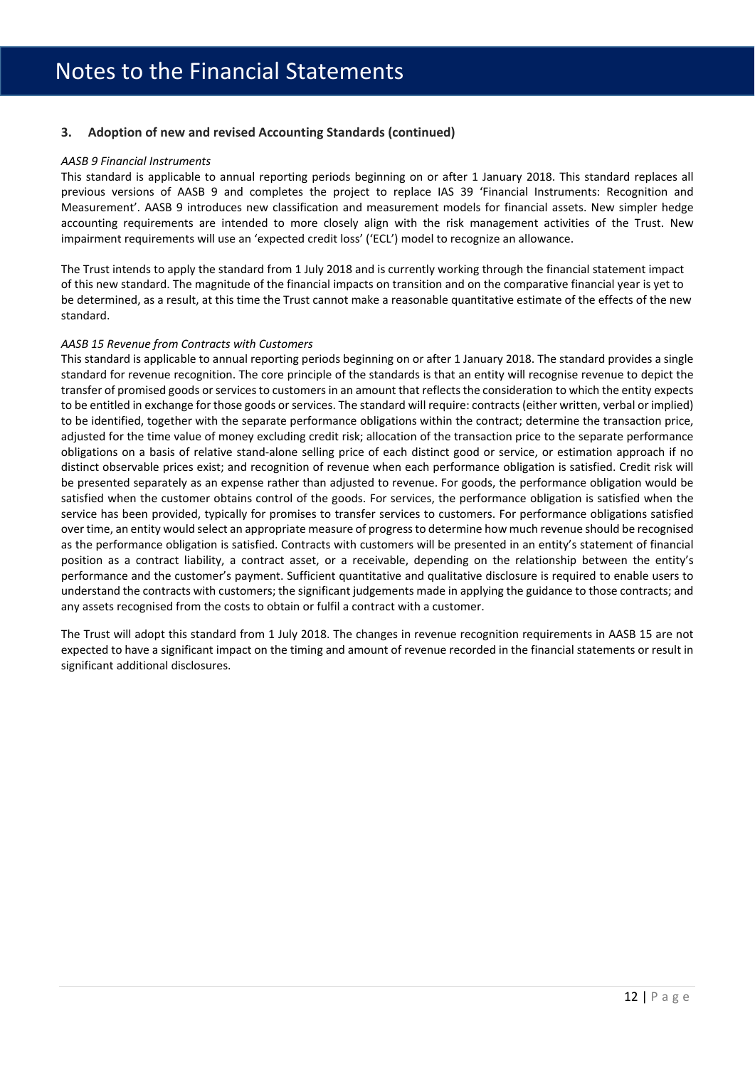# Notes to the Financial Statements

### 3. Adoption of new and revised Accounting Standards (continued)

*AASB 9 Financial Instruments*

This standard is applicable to annual reporting periods beginning on or after 1 January 2018. This standard replaces all previous versions of AASB 9 and completes the project to replace IAS 39 'Financial Instruments: Recognition and Measurement'. AASB 9 introduces new classification and measurement models for financial assets. New simpler hedge accounting requirements are intended to more closely align with the risk management activities of the Trust. New impairment requirements will use an 'expected credit loss' ('ECL') model to recognize an allowance.

The Trust intends to apply the standard from 1 July 2018 and is currently working through the financial statement impact of this new standard. The magnitude of the financial impacts on transition and on the comparative financial year is yet to be determined, as a result, at this time the Trust cannot make a reasonable quantitative estimate of the effects of the new standard.

*AASB 15 Revenue from Contracts with Customers*

This standard is applicable to annual reporting periods beginning on or after 1 January 2018. The standard provides a single standard for revenue recognition. The core principle of the standards is that an entity will recognise revenue to depict the transfer of promised goods or services to customers in an amount that reflects the consideration to which the entity expects to be entitled in exchange for those goods or services. The standard will require: contracts (either written, verbal or implied) to be identified, together with the separate performance obligations within the contract; determine the transaction price, adjusted for the time value of money excluding credit risk; allocation of the transaction price to the separate performance obligations on a basis of relative stand-alone selling price of each distinct good or service, or estimation approach if no distinct observable prices exist; and recognition of revenue when each performance obligation is satisfied. Credit risk will be presented separately as an expense rather than adjusted to revenue. For goods, the performance obligation would be satisfied when the customer obtains control of the goods. For services, the performance obligation is satisfied when the service has been provided, typically for promises to transfer services to customers. For performance obligations satisfied over time, an entity would select an appropriate measure of progress to determine how much revenue should be recognised as the performance obligation is satisfied. Contracts with customers will be presented in an entity's statement of financial position as a contract liability, a contract asset, or a receivable, depending on the relationship between the entity's performance and the customer's payment. Sufficient quantitative and qualitative disclosure is required to enable users to understand the contracts with customers; the significant judgements made in applying the guidance to those contracts; and any assets recognised from the costs to obtain or fulfil a contract with a customer.

The Trust will adopt this standard from 1 July 2018. The changes in revenue recognition requirements in AASB 15 are not expected to have a significant impact on the timing and amount of revenue recorded in the financial statements or result in significant additional disclosures.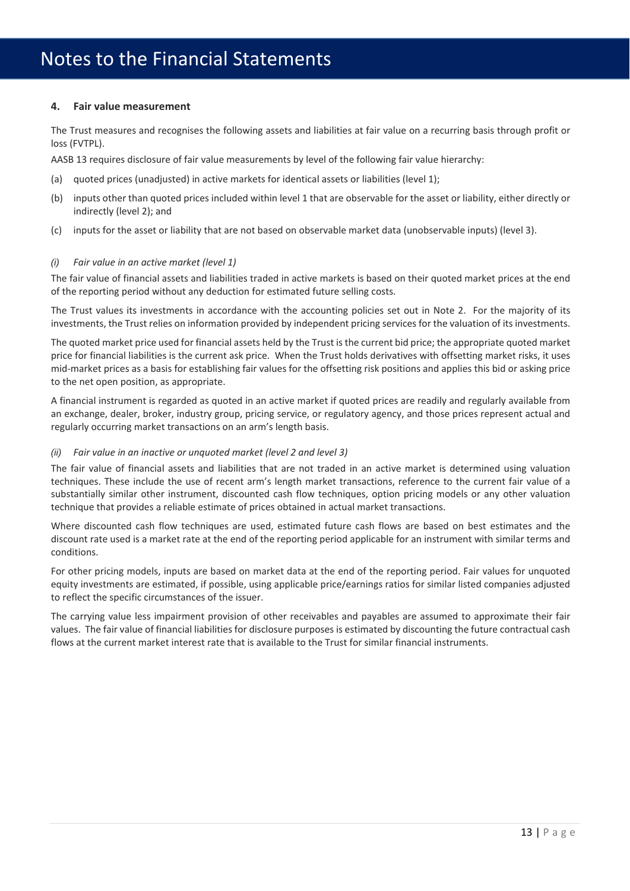# Notes to the Financial Statements

## 4. Fair value measurement

The Trust measures and recognises the following assets and liabilities at fair value on a recurring basis through profit or loss (FVTPL).

AASB 13 requires disclosure of fair value measurements by level of the following fair value hierarchy:

(a) quoted prices (unadjusted) in active markets for identical assets or liabilities (level 1);

(b) inputs other than quoted prices included within level 1 that are observable for the asset or liability, either directly or indirectly (level 2); and

(c) inputs for the asset or liability that are not based on observable market data (unobservable inputs) (level 3).

*(i) Fair value in an active market (level 1)*

The fair value of financial assets and liabilities traded in active markets is based on their quoted market prices at the end of the reporting period without any deduction for estimated future selling costs.

The Trust values its investments in accordance with the accounting policies set out in Note 2. For the majority of its investments, the Trust relies on information provided by independent pricing services for the valuation of its investments.

The quoted market price used for financial assets held by the Trust is the current bid price; the appropriate quoted market price for financial liabilities is the current ask price. When the Trust holds derivatives with offsetting market risks, it uses mid-market prices as a basis for establishing fair values for the offsetting risk positions and applies this bid or asking price to the net open position, as appropriate.

A financial instrument is regarded as quoted in an active market if quoted prices are readily and regularly available from an exchange, dealer, broker, industry group, pricing service, or regulatory agency, and those prices represent actual and regularly occurring market transactions on an arm's length basis.

*(ii) Fair value in an inactive or unquoted market (level 2 and level 3)*

The fair value of financial assets and liabilities that are not traded in an active market is determined using valuation techniques. These include the use of recent arm's length market transactions, reference to the current fair value of a substantially similar other instrument, discounted cash flow techniques, option pricing models or any other valuation technique that provides a reliable estimate of prices obtained in actual market transactions.

Where discounted cash flow techniques are used, estimated future cash flows are based on best estimates and the discount rate used is a market rate at the end of the reporting period applicable for an instrument with similar terms and conditions.

For other pricing models, inputs are based on market data at the end of the reporting period. Fair values for unquoted equity investments are estimated, if possible, using applicable price/earnings ratios for similar listed companies adjusted to reflect the specific circumstances of the issuer.

The carrying value less impairment provision of other receivables and payables are assumed to approximate their fair values. The fair value of financial liabilities for disclosure purposes is estimated by discounting the future contractual cash flows at the current market interest rate that is available to the Trust for similar financial instruments.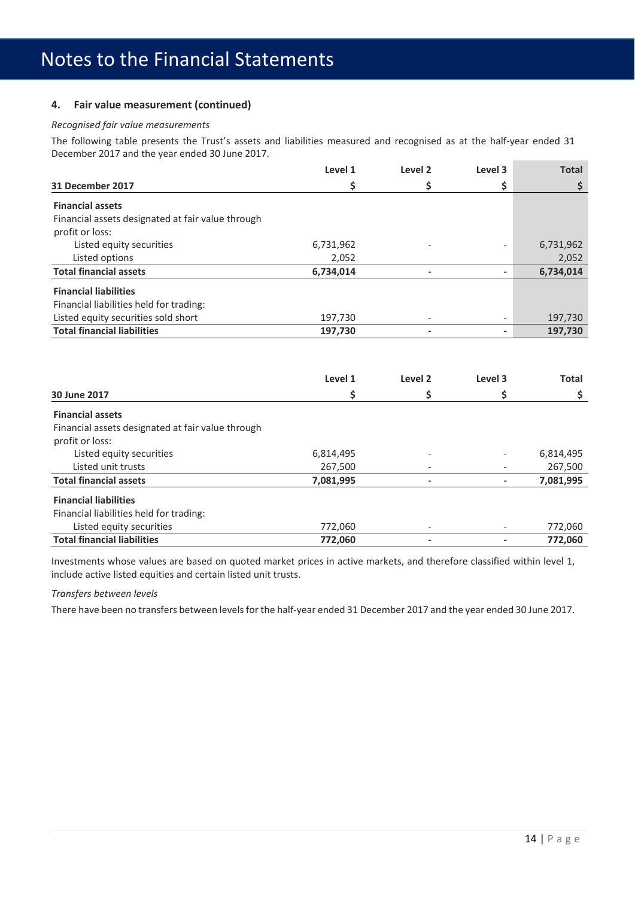## 4. Fair value measurement (continued)

*Recognised fair value measurements*

The following table presents the Trust's assets and liabilities measured and recognised as at the half-year ended 31 December 2017 and the year ended 30 June 2017.

| 31 December 2017 | Level 1<br>$ | Level 2<br>$ | Level 3<br>$ | Total<br>$ |
|---|---|---|---|---|
| **Financial assets** | | | | |
| Financial assets designated at fair value through profit or loss: | | | | |
| Listed equity securities | 6,731,962 | - | - | 6,731,962 |
| Listed options | 2,052 | | | 2,052 |
| **Total financial assets** | **6,734,014** | **-** | **-** | **6,734,014** |
| **Financial liabilities** | | | | |
| Financial liabilities held for trading: | | | | |
| Listed equity securities sold short | 197,730 | - | - | 197,730 |
| **Total financial liabilities** | **197,730** | **-** | **-** | **197,730** |

| 30 June 2017 | Level 1<br>$ | Level 2<br>$ | Level 3<br>$ | Total<br>$ |
|---|---|---|---|---|
| **Financial assets** | | | | |
| Financial assets designated at fair value through profit or loss: | | | | |
| Listed equity securities | 6,814,495 | - | - | 6,814,495 |
| Listed unit trusts | 267,500 | - | - | 267,500 |
| **Total financial assets** | **7,081,995** | **-** | **-** | **7,081,995** |
| **Financial liabilities** | | | | |
| Financial liabilities held for trading: | | | | |
| Listed equity securities | 772,060 | - | - | 772,060 |
| **Total financial liabilities** | **772,060** | **-** | **-** | **772,060** |

Investments whose values are based on quoted market prices in active markets, and therefore classified within level 1, include active listed equities and certain listed unit trusts.

*Transfers between levels*

There have been no transfers between levels for the half-year ended 31 December 2017 and the year ended 30 June 2017.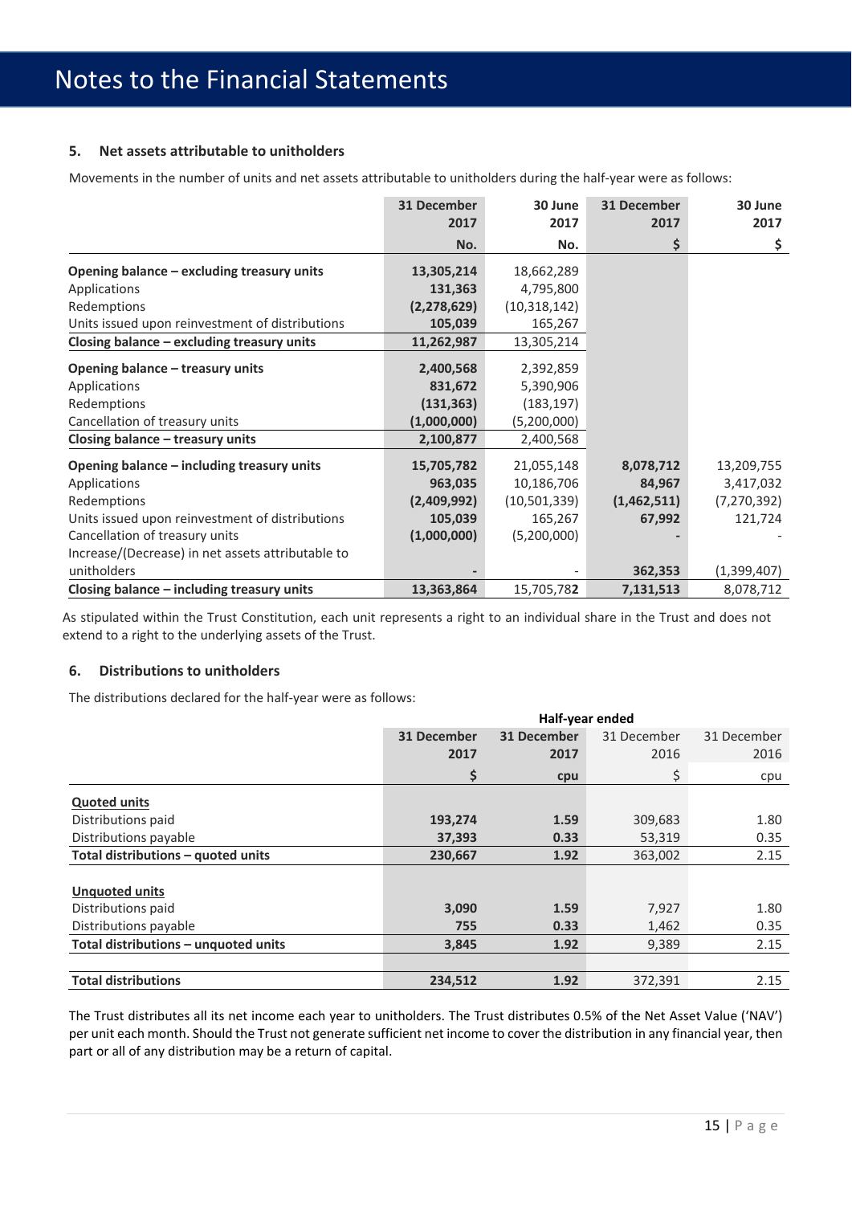# Notes to the Financial Statements

### 5. Net assets attributable to unitholders

Movements in the number of units and net assets attributable to unitholders during the half-year were as follows:

| | 31 December 2017 No. | 30 June 2017 No. | 31 December 2017 $ | 30 June 2017 $ |
|---|---|---|---|---|
| **Opening balance – excluding treasury units** | **13,305,214** | 18,662,289 | | |
| Applications | **131,363** | 4,795,800 | | |
| Redemptions | **(2,278,629)** | (10,318,142) | | |
| Units issued upon reinvestment of distributions | **105,039** | 165,267 | | |
| **Closing balance – excluding treasury units** | **11,262,987** | 13,305,214 | | |
| **Opening balance – treasury units** | **2,400,568** | 2,392,859 | | |
| Applications | **831,672** | 5,390,906 | | |
| Redemptions | **(131,363)** | (183,197) | | |
| Cancellation of treasury units | **(1,000,000)** | (5,200,000) | | |
| **Closing balance – treasury units** | **2,100,877** | 2,400,568 | | |
| **Opening balance – including treasury units** | **15,705,782** | 21,055,148 | **8,078,712** | 13,209,755 |
| Applications | **963,035** | 10,186,706 | **84,967** | 3,417,032 |
| Redemptions | **(2,409,992)** | (10,501,339) | **(1,462,511)** | (7,270,392) |
| Units issued upon reinvestment of distributions | **105,039** | 165,267 | **67,992** | 121,724 |
| Cancellation of treasury units | **(1,000,000)** | (5,200,000) | **-** | - |
| Increase/(Decrease) in net assets attributable to unitholders | **-** | - | **362,353** | (1,399,407) |
| **Closing balance – including treasury units** | **13,363,864** | 15,705,782 | **7,131,513** | 8,078,712 |

As stipulated within the Trust Constitution, each unit represents a right to an individual share in the Trust and does not extend to a right to the underlying assets of the Trust.

### 6. Distributions to unitholders

The distributions declared for the half-year were as follows:

| | Half-year ended | | | |
|---|---|---|---|---|
| | **31 December 2017** | **31 December 2017** | 31 December 2016 | 31 December 2016 |
| | **$** | **cpu** | $ | cpu |
| <u>**Quoted units**</u> | | | | |
| Distributions paid | **193,274** | **1.59** | 309,683 | 1.80 |
| Distributions payable | **37,393** | **0.33** | 53,319 | 0.35 |
| **Total distributions – quoted units** | **230,667** | **1.92** | 363,002 | 2.15 |
| <u>**Unquoted units**</u> | | | | |
| Distributions paid | **3,090** | **1.59** | 7,927 | 1.80 |
| Distributions payable | **755** | **0.33** | 1,462 | 0.35 |
| **Total distributions – unquoted units** | **3,845** | **1.92** | 9,389 | 2.15 |
| **Total distributions** | **234,512** | **1.92** | 372,391 | 2.15 |

The Trust distributes all its net income each year to unitholders. The Trust distributes 0.5% of the Net Asset Value ('NAV') per unit each month. Should the Trust not generate sufficient net income to cover the distribution in any financial year, then part or all of any distribution may be a return of capital.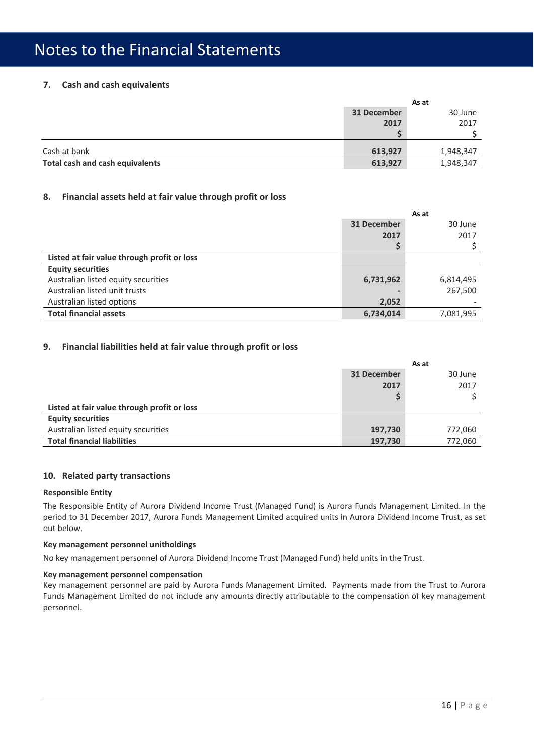# Notes to the Financial Statements

## 7. Cash and cash equivalents

| | As at | |
|---|---|---|
| | **31 December 2017 $** | 30 June 2017 $ |
| Cash at bank | **613,927** | 1,948,347 |
| **Total cash and cash equivalents** | **613,927** | 1,948,347 |

## 8. Financial assets held at fair value through profit or loss

| | As at | |
|---|---|---|
| | **31 December 2017 $** | 30 June 2017 $ |
| **Listed at fair value through profit or loss** | | |
| **Equity securities** | | |
| Australian listed equity securities | **6,731,962** | 6,814,495 |
| Australian listed unit trusts | **-** | 267,500 |
| Australian listed options | **2,052** | - |
| **Total financial assets** | **6,734,014** | 7,081,995 |

## 9. Financial liabilities held at fair value through profit or loss

| | As at | |
|---|---|---|
| | **31 December 2017 $** | 30 June 2017 $ |
| **Listed at fair value through profit or loss** | | |
| **Equity securities** | | |
| Australian listed equity securities | **197,730** | 772,060 |
| **Total financial liabilities** | **197,730** | 772,060 |

## 10. Related party transactions

**Responsible Entity**

The Responsible Entity of Aurora Dividend Income Trust (Managed Fund) is Aurora Funds Management Limited. In the period to 31 December 2017, Aurora Funds Management Limited acquired units in Aurora Dividend Income Trust, as set out below.

**Key management personnel unitholdings**

No key management personnel of Aurora Dividend Income Trust (Managed Fund) held units in the Trust.

**Key management personnel compensation**

Key management personnel are paid by Aurora Funds Management Limited. Payments made from the Trust to Aurora Funds Management Limited do not include any amounts directly attributable to the compensation of key management personnel.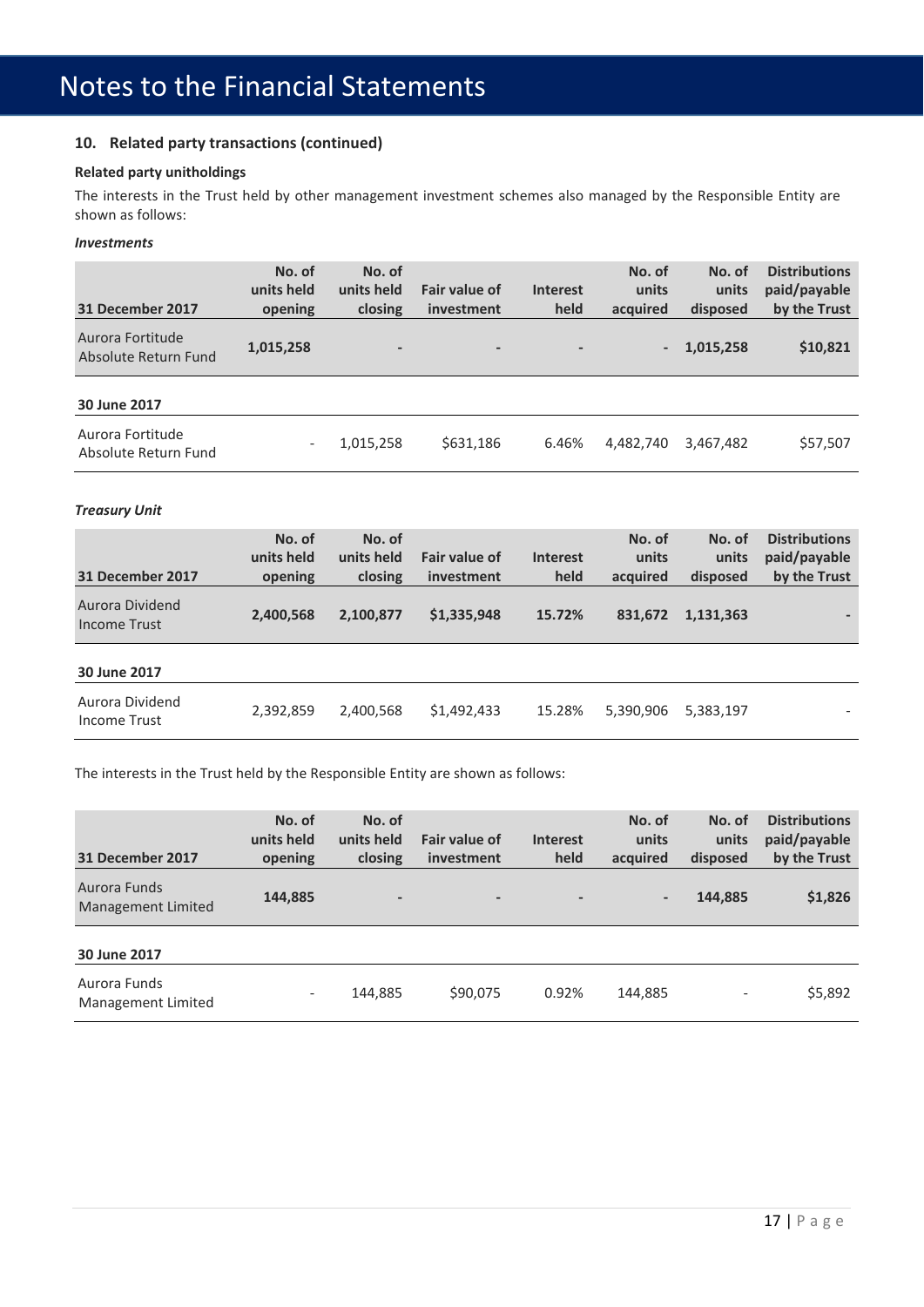# Notes to the Financial Statements

### 10. Related party transactions (continued)

**Related party unitholdings**

The interests in the Trust held by other management investment schemes also managed by the Responsible Entity are shown as follows:

***Investments***

| 31 December 2017 | No. of units held opening | No. of units held closing | Fair value of investment | Interest held | No. of units acquired | No. of units disposed | Distributions paid/payable by the Trust |
|---|---|---|---|---|---|---|---|
| Aurora Fortitude Absolute Return Fund | **1,015,258** | **-** | **-** | **-** | **-** | **1,015,258** | **$10,821** |
| **30 June 2017** | | | | | | | |
| Aurora Fortitude Absolute Return Fund | - | 1,015,258 | $631,186 | 6.46% | 4,482,740 | 3,467,482 | $57,507 |

***Treasury Unit***

| 31 December 2017 | No. of units held opening | No. of units held closing | Fair value of investment | Interest held | No. of units acquired | No. of units disposed | Distributions paid/payable by the Trust |
|---|---|---|---|---|---|---|---|
| Aurora Dividend Income Trust | **2,400,568** | **2,100,877** | **$1,335,948** | **15.72%** | **831,672** | **1,131,363** | **-** |
| **30 June 2017** | | | | | | | |
| Aurora Dividend Income Trust | 2,392,859 | 2,400,568 | $1,492,433 | 15.28% | 5,390,906 | 5,383,197 | - |

The interests in the Trust held by the Responsible Entity are shown as follows:

| 31 December 2017 | No. of units held opening | No. of units held closing | Fair value of investment | Interest held | No. of units acquired | No. of units disposed | Distributions paid/payable by the Trust |
|---|---|---|---|---|---|---|---|
| Aurora Funds Management Limited | **144,885** | **-** | **-** | **-** | **-** | **144,885** | **$1,826** |
| **30 June 2017** | | | | | | | |
| Aurora Funds Management Limited | - | 144,885 | $90,075 | 0.92% | 144,885 | - | $5,892 |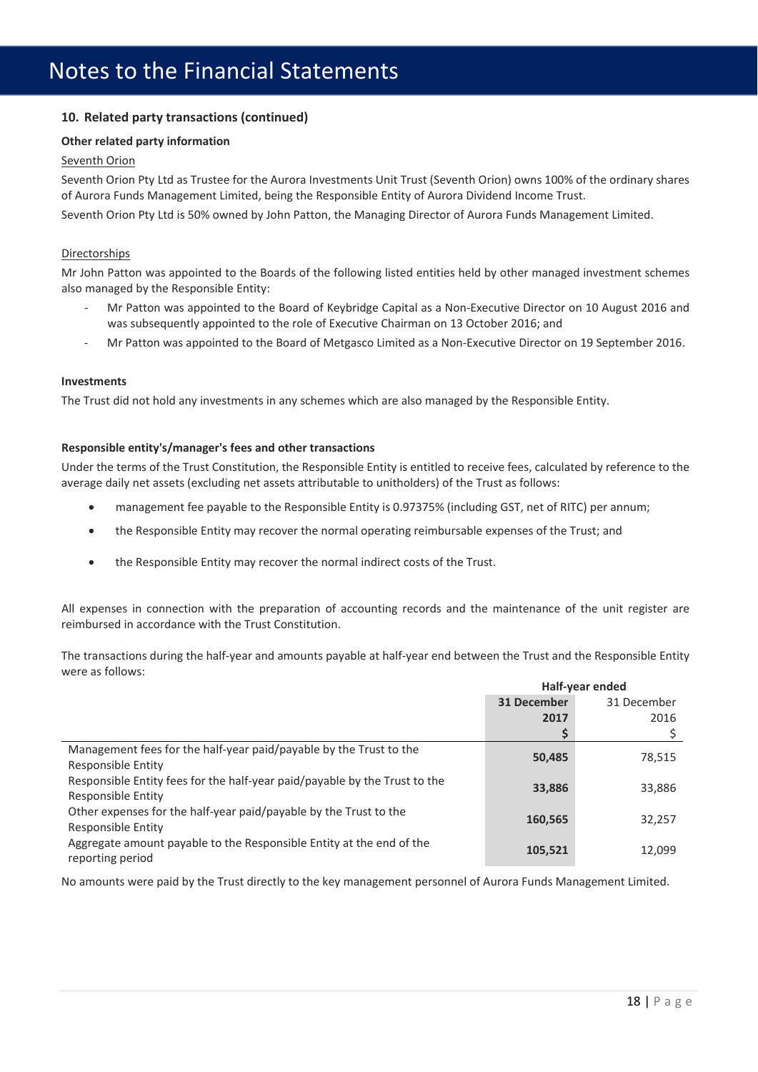# Notes to the Financial Statements

## 10. Related party transactions (continued)

### Other related party information

Seventh Orion

Seventh Orion Pty Ltd as Trustee for the Aurora Investments Unit Trust (Seventh Orion) owns 100% of the ordinary shares of Aurora Funds Management Limited, being the Responsible Entity of Aurora Dividend Income Trust.

Seventh Orion Pty Ltd is 50% owned by John Patton, the Managing Director of Aurora Funds Management Limited.

Directorships

Mr John Patton was appointed to the Boards of the following listed entities held by other managed investment schemes also managed by the Responsible Entity:

- Mr Patton was appointed to the Board of Keybridge Capital as a Non-Executive Director on 10 August 2016 and was subsequently appointed to the role of Executive Chairman on 13 October 2016; and
- Mr Patton was appointed to the Board of Metgasco Limited as a Non-Executive Director on 19 September 2016.

### Investments

The Trust did not hold any investments in any schemes which are also managed by the Responsible Entity.

### Responsible entity's/manager's fees and other transactions

Under the terms of the Trust Constitution, the Responsible Entity is entitled to receive fees, calculated by reference to the average daily net assets (excluding net assets attributable to unitholders) of the Trust as follows:

- management fee payable to the Responsible Entity is 0.97375% (including GST, net of RITC) per annum;
- the Responsible Entity may recover the normal operating reimbursable expenses of the Trust; and
- the Responsible Entity may recover the normal indirect costs of the Trust.

All expenses in connection with the preparation of accounting records and the maintenance of the unit register are reimbursed in accordance with the Trust Constitution.

The transactions during the half-year and amounts payable at half-year end between the Trust and the Responsible Entity were as follows:

| | Half-year ended | |
|---|---|---|
| | **31 December 2017 $** | 31 December 2016 $ |
| Management fees for the half-year paid/payable by the Trust to the Responsible Entity | **50,485** | 78,515 |
| Responsible Entity fees for the half-year paid/payable by the Trust to the Responsible Entity | **33,886** | 33,886 |
| Other expenses for the half-year paid/payable by the Trust to the Responsible Entity | **160,565** | 32,257 |
| Aggregate amount payable to the Responsible Entity at the end of the reporting period | **105,521** | 12,099 |

No amounts were paid by the Trust directly to the key management personnel of Aurora Funds Management Limited.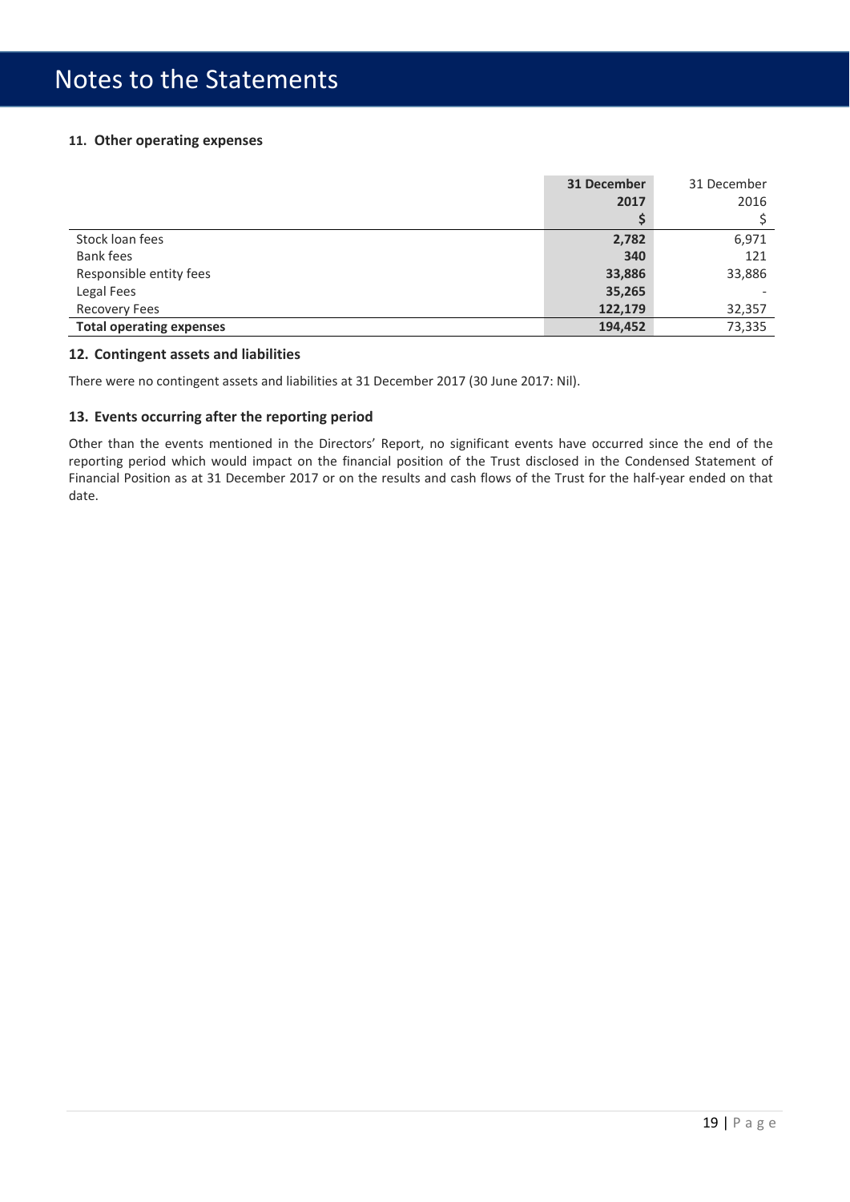# Notes to the Statements

### 11. Other operating expenses

| | **31 December 2017 $** | 31 December 2016 $ |
|---|---|---|
| Stock loan fees | **2,782** | 6,971 |
| Bank fees | **340** | 121 |
| Responsible entity fees | **33,886** | 33,886 |
| Legal Fees | **35,265** | - |
| Recovery Fees | **122,179** | 32,357 |
| **Total operating expenses** | **194,452** | 73,335 |

### 12. Contingent assets and liabilities

There were no contingent assets and liabilities at 31 December 2017 (30 June 2017: Nil).

### 13. Events occurring after the reporting period

Other than the events mentioned in the Directors' Report, no significant events have occurred since the end of the reporting period which would impact on the financial position of the Trust disclosed in the Condensed Statement of Financial Position as at 31 December 2017 or on the results and cash flows of the Trust for the half-year ended on that date.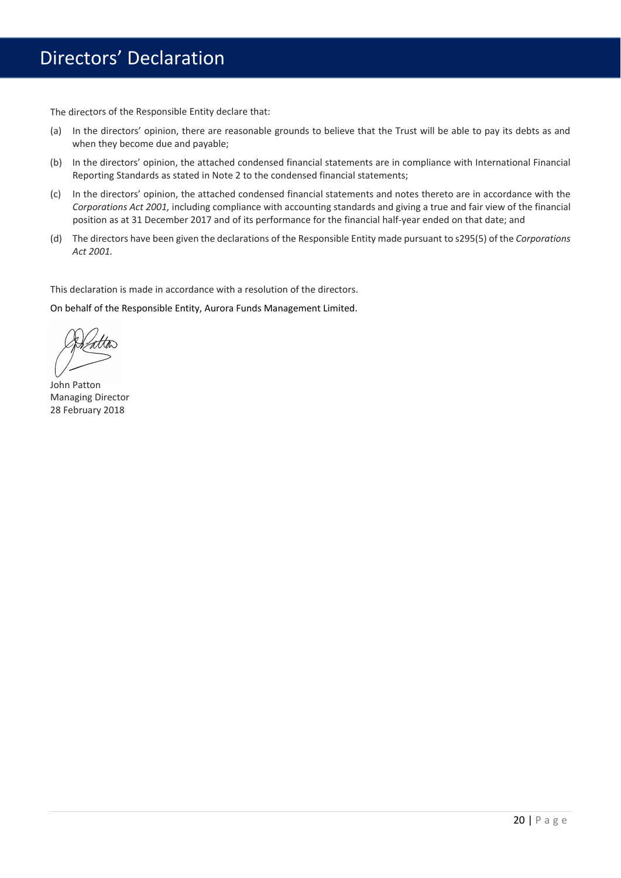# Directors' Declaration

The directors of the Responsible Entity declare that:

(a) In the directors' opinion, there are reasonable grounds to believe that the Trust will be able to pay its debts as and when they become due and payable;

(b) In the directors' opinion, the attached condensed financial statements are in compliance with International Financial Reporting Standards as stated in Note 2 to the condensed financial statements;

(c) In the directors' opinion, the attached condensed financial statements and notes thereto are in accordance with the *Corporations Act 2001,* including compliance with accounting standards and giving a true and fair view of the financial position as at 31 December 2017 and of its performance for the financial half-year ended on that date; and

(d) The directors have been given the declarations of the Responsible Entity made pursuant to s295(5) of the *Corporations Act 2001.*

This declaration is made in accordance with a resolution of the directors.

On behalf of the Responsible Entity, Aurora Funds Management Limited.

John Patton
Managing Director
28 February 2018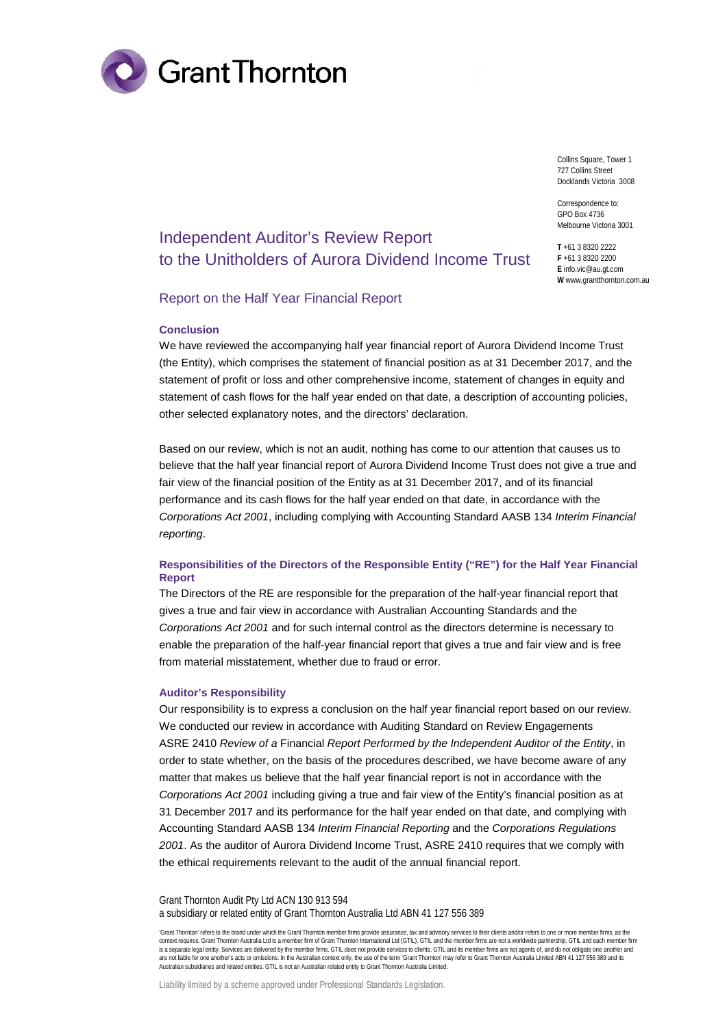Collins Square, Tower 1
727 Collins Street
Docklands Victoria 3008

Correspondence to:
GPO Box 4736
Melbourne Victoria 3001

**T** +61 3 8320 2222
**F** +61 3 8320 2200
**E** info.vic@au.gt.com
**W** www.grantthornton.com.au

# Independent Auditor's Review Report to the Unitholders of Aurora Dividend Income Trust

## Report on the Half Year Financial Report

### Conclusion

We have reviewed the accompanying half year financial report of Aurora Dividend Income Trust (the Entity), which comprises the statement of financial position as at 31 December 2017, and the statement of profit or loss and other comprehensive income, statement of changes in equity and statement of cash flows for the half year ended on that date, a description of accounting policies, other selected explanatory notes, and the directors' declaration.

Based on our review, which is not an audit, nothing has come to our attention that causes us to believe that the half year financial report of Aurora Dividend Income Trust does not give a true and fair view of the financial position of the Entity as at 31 December 2017, and of its financial performance and its cash flows for the half year ended on that date, in accordance with the *Corporations Act 2001*, including complying with Accounting Standard AASB 134 *Interim Financial reporting*.

### Responsibilities of the Directors of the Responsible Entity ("RE") for the Half Year Financial Report

The Directors of the RE are responsible for the preparation of the half-year financial report that gives a true and fair view in accordance with Australian Accounting Standards and the *Corporations Act 2001* and for such internal control as the directors determine is necessary to enable the preparation of the half-year financial report that gives a true and fair view and is free from material misstatement, whether due to fraud or error.

### Auditor's Responsibility

Our responsibility is to express a conclusion on the half year financial report based on our review. We conducted our review in accordance with Auditing Standard on Review Engagements ASRE 2410 *Review of a* Financial *Report Performed by the Independent Auditor of the Entity*, in order to state whether, on the basis of the procedures described, we have become aware of any matter that makes us believe that the half year financial report is not in accordance with the *Corporations Act 2001* including giving a true and fair view of the Entity's financial position as at 31 December 2017 and its performance for the half year ended on that date, and complying with Accounting Standard AASB 134 *Interim Financial Reporting* and the *Corporations Regulations 2001*. As the auditor of Aurora Dividend Income Trust, ASRE 2410 requires that we comply with the ethical requirements relevant to the audit of the annual financial report.

Grant Thornton Audit Pty Ltd ACN 130 913 594
a subsidiary or related entity of Grant Thornton Australia Ltd ABN 41 127 556 389

'Grant Thornton' refers to the brand under which the Grant Thornton member firms provide assurance, tax and advisory services to their clients and/or refers to one or more member firms, as the context requires. Grant Thornton Australia Ltd is a member firm of Grant Thornton International Ltd (GTIL). GTIL and the member firms are not a worldwide partnership. GTIL and each member firm is a separate legal entity. Services are delivered by the member firms. GTIL does not provide services to clients. GTIL and its member firms are not agents of, and do not obligate one another and are not liable for one another's acts or omissions. In the Australian context only, the use of the term 'Grant Thornton' may refer to Grant Thornton Australia Limited ABN 41 127 556 389 and its Australian subsidiaries and related entities. GTIL is not an Australian related entity to Grant Thornton Australia Limited.

Liability limited by a scheme approved under Professional Standards Legislation.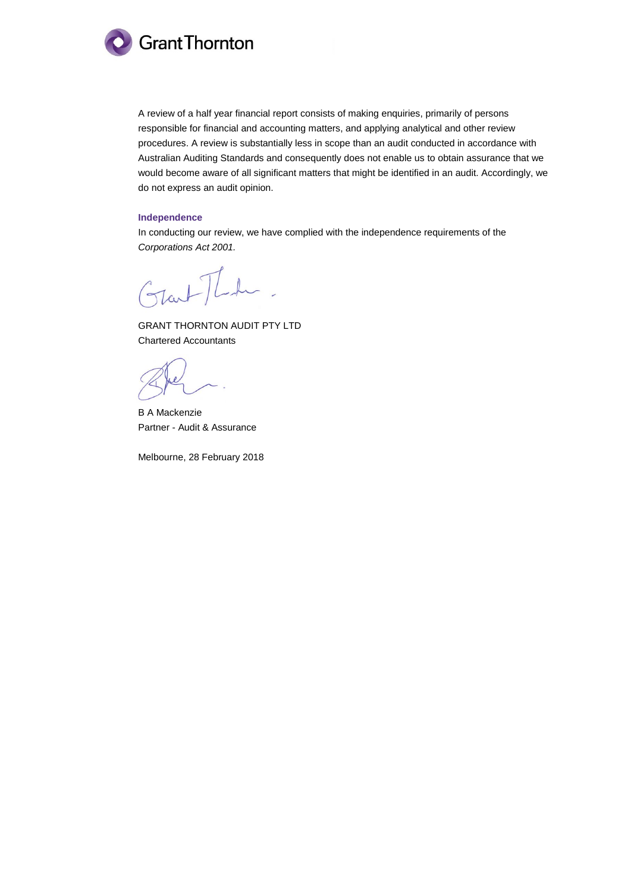A review of a half year financial report consists of making enquiries, primarily of persons responsible for financial and accounting matters, and applying analytical and other review procedures. A review is substantially less in scope than an audit conducted in accordance with Australian Auditing Standards and consequently does not enable us to obtain assurance that we would become aware of all significant matters that might be identified in an audit. Accordingly, we do not express an audit opinion.

**Independence**

In conducting our review, we have complied with the independence requirements of the *Corporations Act 2001.*

GRANT THORNTON AUDIT PTY LTD
Chartered Accountants

B A Mackenzie
Partner - Audit & Assurance

Melbourne, 28 February 2018